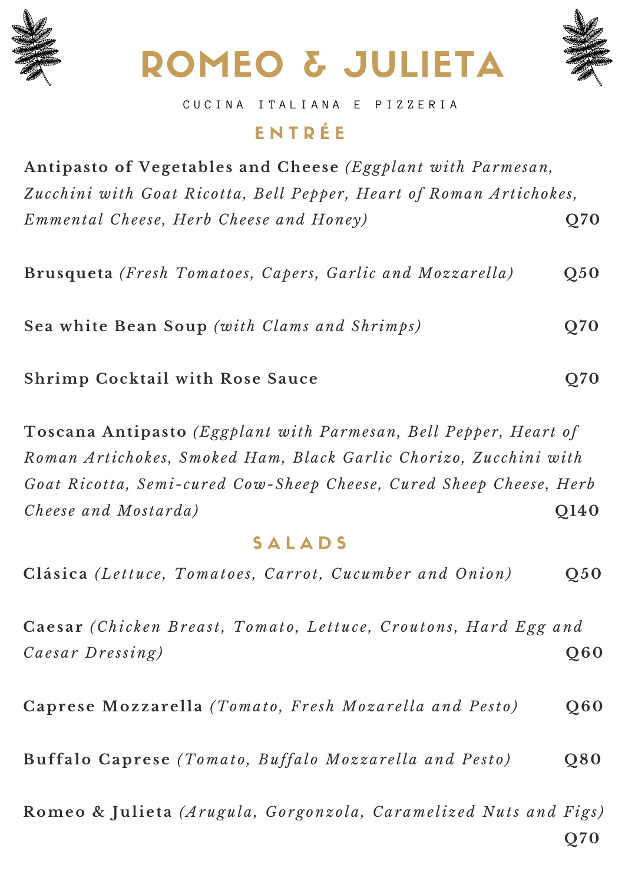# ROMEO & JULIETA

CUCINA ITALIANA E PIZZERIA

## ENTRÉE

**Antipasto of Vegetables and Cheese** *(Eggplant with Parmesan, Zucchini with Goat Ricotta, Bell Pepper, Heart of Roman Artichokes, Emmental Cheese, Herb Cheese and Honey)* **Q70**

**Brusqueta** *(Fresh Tomatoes, Capers, Garlic and Mozzarella)* **Q50**

**Sea white Bean Soup** *(with Clams and Shrimps)* **Q70**

**Shrimp Cocktail with Rose Sauce** **Q70**

**Toscana Antipasto** *(Eggplant with Parmesan, Bell Pepper, Heart of Roman Artichokes, Smoked Ham, Black Garlic Chorizo, Zucchini with Goat Ricotta, Semi-cured Cow-Sheep Cheese, Cured Sheep Cheese, Herb Cheese and Mostarda)* **Q140**

## SALADS

**Clásica** *(Lettuce, Tomatoes, Carrot, Cucumber and Onion)* **Q50**

**Caesar** *(Chicken Breast, Tomato, Lettuce, Croutons, Hard Egg and Caesar Dressing)* **Q60**

**Caprese Mozzarella** *(Tomato, Fresh Mozarella and Pesto)* **Q60**

**Buffalo Caprese** *(Tomato, Buffalo Mozzarella and Pesto)* **Q80**

**Romeo & Julieta** *(Arugula, Gorgonzola, Caramelized Nuts and Figs)* **Q70**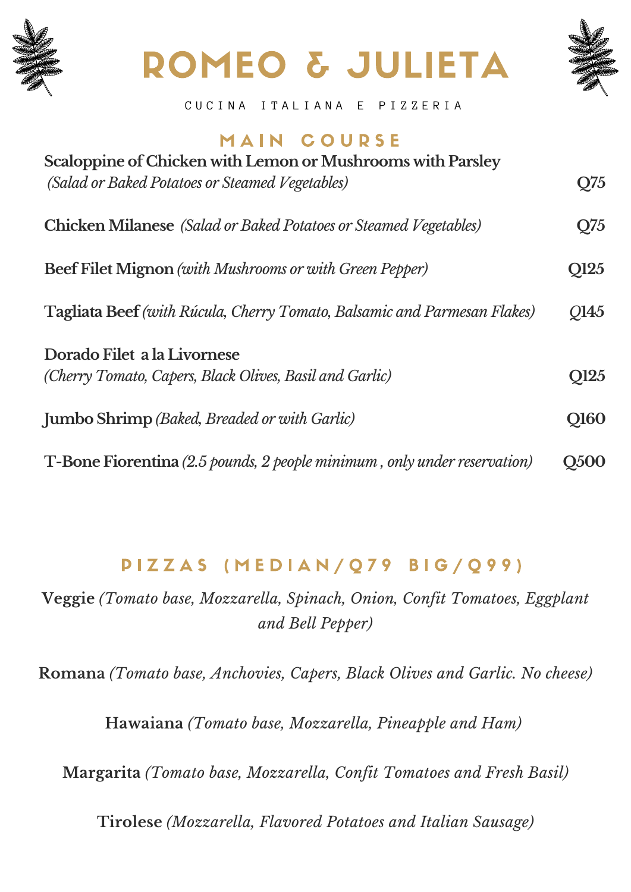# ROMEO & JULIETA

CUCINA ITALIANA E PIZZERIA

## MAIN COURSE

**Scaloppine of Chicken with Lemon or Mushrooms with Parsley**
*(Salad or Baked Potatoes or Steamed Vegetables)* **Q75**

**Chicken Milanese** *(Salad or Baked Potatoes or Steamed Vegetables)* **Q75**

**Beef Filet Mignon** *(with Mushrooms or with Green Pepper)* **Q125**

**Tagliata Beef** *(with Rúcula, Cherry Tomato, Balsamic and Parmesan Flakes)* *Q145*

**Dorado Filet a la Livornese**
*(Cherry Tomato, Capers, Black Olives, Basil and Garlic)* **Q125**

**Jumbo Shrimp** *(Baked, Breaded or with Garlic)* **Q160**

**T-Bone Fiorentina** *(2.5 pounds, 2 people minimum , only under reservation)* **Q500**

## PIZZAS (MEDIAN/Q79 BIG/Q99)

**Veggie** *(Tomato base, Mozzarella, Spinach, Onion, Confit Tomatoes, Eggplant and Bell Pepper)*

**Romana** *(Tomato base, Anchovies, Capers, Black Olives and Garlic. No cheese)*

**Hawaiana** *(Tomato base, Mozzarella, Pineapple and Ham)*

**Margarita** *(Tomato base, Mozzarella, Confit Tomatoes and Fresh Basil)*

**Tirolese** *(Mozzarella, Flavored Potatoes and Italian Sausage)*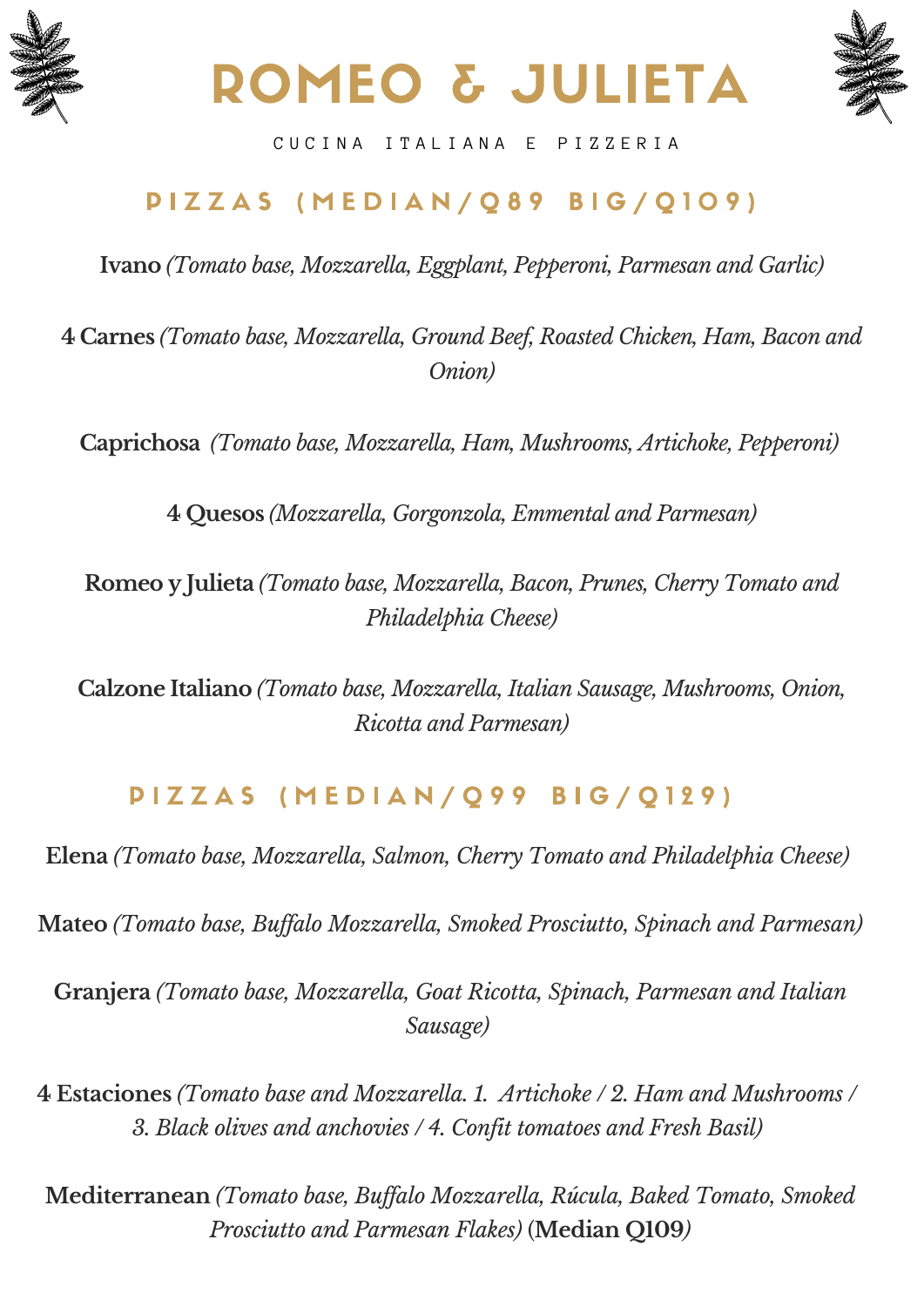# ROMEO & JULIETA

CUCINA ITALIANA E PIZZERIA

## PIZZAS (MEDIAN/Q89 BIG/Q109)

**Ivano** *(Tomato base, Mozzarella, Eggplant, Pepperoni, Parmesan and Garlic)*

**4 Carnes** *(Tomato base, Mozzarella, Ground Beef, Roasted Chicken, Ham, Bacon and Onion)*

**Caprichosa** *(Tomato base, Mozzarella, Ham, Mushrooms, Artichoke, Pepperoni)*

**4 Quesos** *(Mozzarella, Gorgonzola, Emmental and Parmesan)*

**Romeo y Julieta** *(Tomato base, Mozzarella, Bacon, Prunes, Cherry Tomato and Philadelphia Cheese)*

**Calzone Italiano** *(Tomato base, Mozzarella, Italian Sausage, Mushrooms, Onion, Ricotta and Parmesan)*

## PIZZAS (MEDIAN/Q99 BIG/Q129)

**Elena** *(Tomato base, Mozzarella, Salmon, Cherry Tomato and Philadelphia Cheese)*

**Mateo** *(Tomato base, Buffalo Mozzarella, Smoked Prosciutto, Spinach and Parmesan)*

**Granjera** *(Tomato base, Mozzarella, Goat Ricotta, Spinach, Parmesan and Italian Sausage)*

**4 Estaciones** *(Tomato base and Mozzarella. 1. Artichoke / 2. Ham and Mushrooms / 3. Black olives and anchovies / 4. Confit tomatoes and Fresh Basil)*

**Mediterranean** *(Tomato base, Buffalo Mozzarella, Rúcula, Baked Tomato, Smoked Prosciutto and Parmesan Flakes)* (**Median Q109**)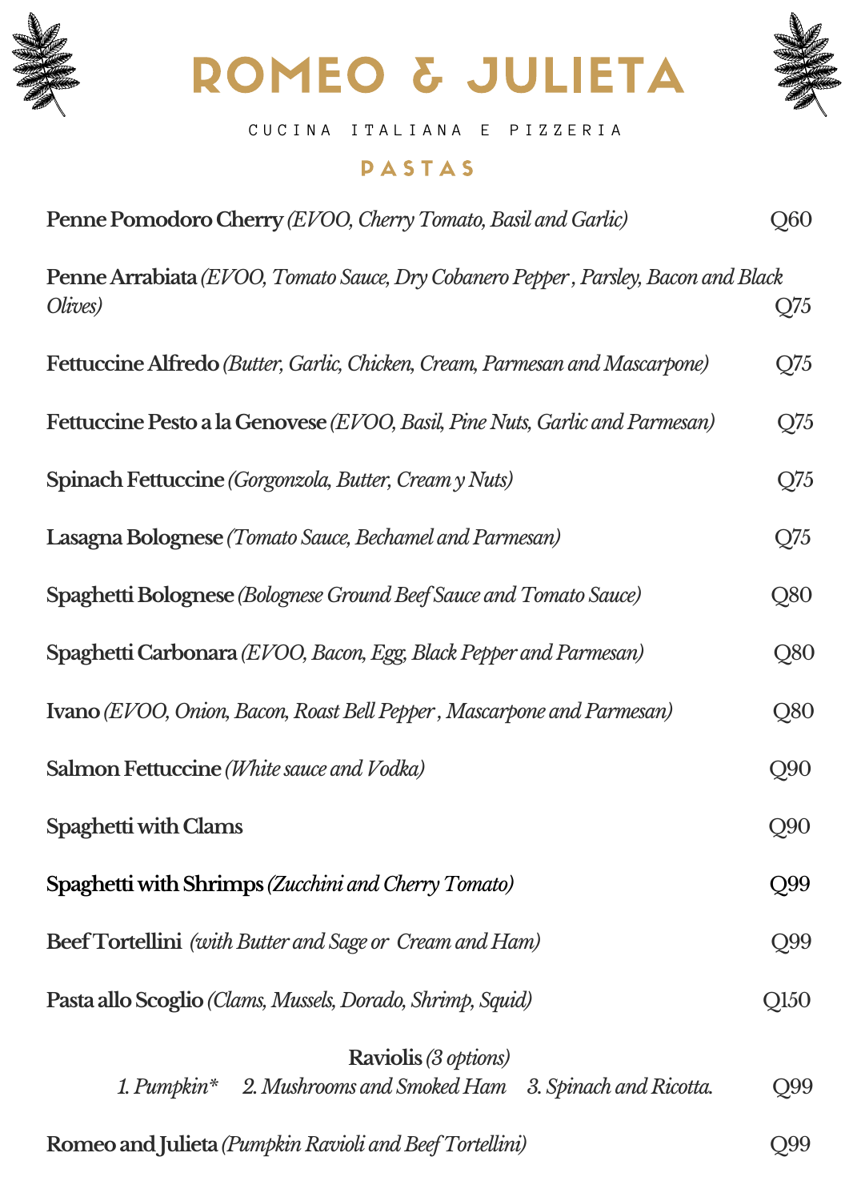# ROMEO & JULIETA

CUCINA ITALIANA E PIZZERIA

## PASTAS

**Penne Pomodoro Cherry** *(EVOO, Cherry Tomato, Basil and Garlic)* Q60

**Penne Arrabiata** *(EVOO, Tomato Sauce, Dry Cobanero Pepper , Parsley, Bacon and Black Olives)* Q75

**Fettuccine Alfredo** *(Butter, Garlic, Chicken, Cream, Parmesan and Mascarpone)* Q75

**Fettuccine Pesto a la Genovese** *(EVOO, Basil, Pine Nuts, Garlic and Parmesan)* Q75

**Spinach Fettuccine** *(Gorgonzola, Butter, Cream y Nuts)* Q75

**Lasagna Bolognese** *(Tomato Sauce, Bechamel and Parmesan)* Q75

**Spaghetti Bolognese** *(Bolognese Ground Beef Sauce and Tomato Sauce)* Q80

**Spaghetti Carbonara** *(EVOO, Bacon, Egg, Black Pepper and Parmesan)* Q80

**Ivano** *(EVOO, Onion, Bacon, Roast Bell Pepper , Mascarpone and Parmesan)* Q80

**Salmon Fettuccine** *(White sauce and Vodka)* Q90

**Spaghetti with Clams** Q90

**Spaghetti with Shrimps** *(Zucchini and Cherry Tomato)* Q99

**Beef Tortellini** *(with Butter and Sage or Cream and Ham)* Q99

**Pasta allo Scoglio** *(Clams, Mussels, Dorado, Shrimp, Squid)* Q150

**Raviolis** *(3 options)*
*1. Pumpkin** *2. Mushrooms and Smoked Ham* *3. Spinach and Ricotta.* Q99

**Romeo and Julieta** *(Pumpkin Ravioli and Beef Tortellini)* Q99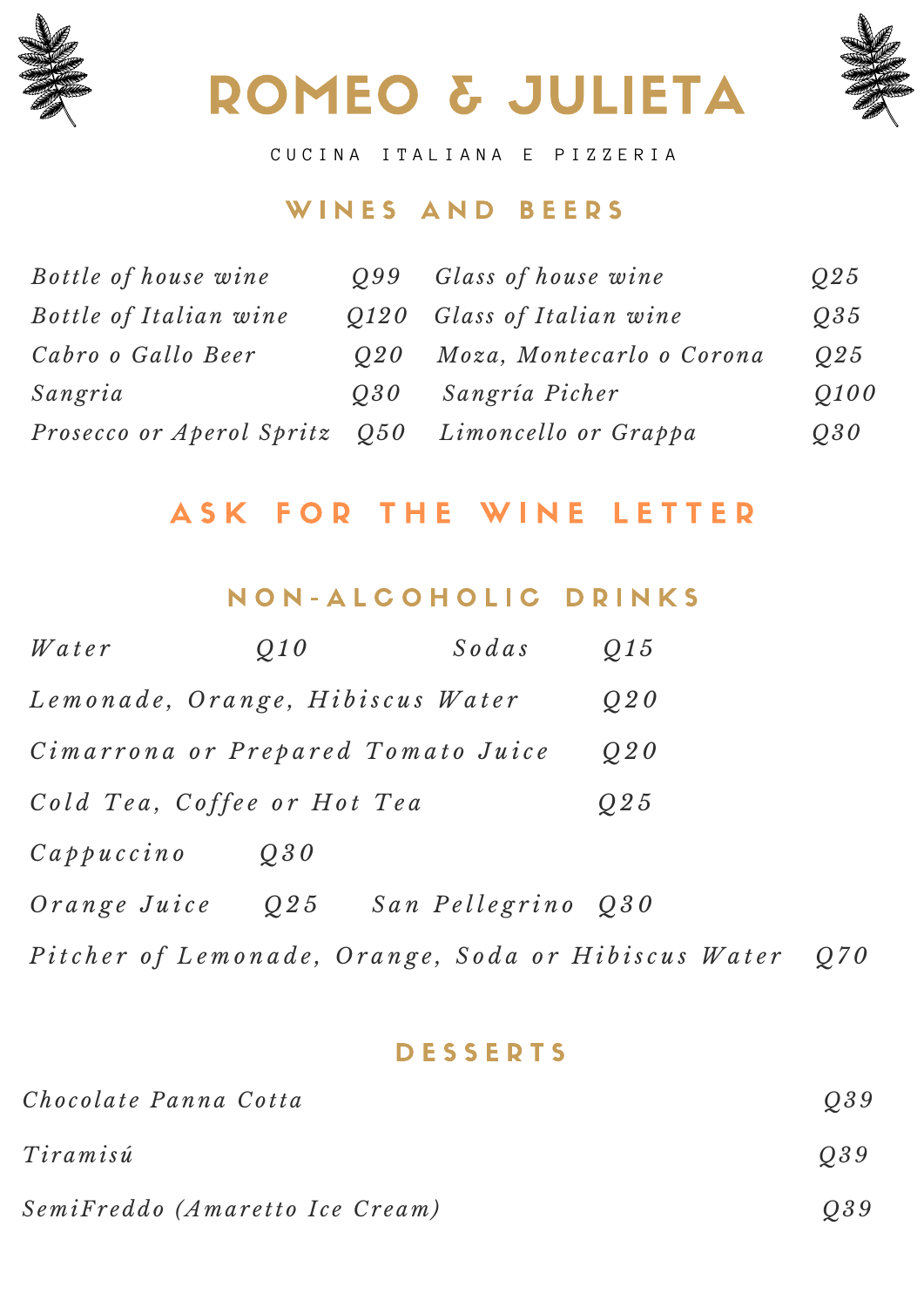# ROMEO & JULIETA

CUCINA ITALIANA E PIZZERIA

## WINES AND BEERS

| | | | |
|---|---|---|---|
| *Bottle of house wine* | *Q99* | *Glass of house wine* | *Q25* |
| *Bottle of Italian wine* | *Q120* | *Glass of Italian wine* | *Q35* |
| *Cabro o Gallo Beer* | *Q20* | *Moza, Montecarlo o Corona* | *Q25* |
| *Sangria* | *Q30* | *Sangría Picher* | *Q100* |
| *Prosecco or Aperol Spritz* | *Q50* | *Limoncello or Grappa* | *Q30* |

## ASK FOR THE WINE LETTER

## NON-ALCOHOLIC DRINKS

*Water* *Q10* *Sodas* *Q15*

*Lemonade, Orange, Hibiscus Water* *Q20*

*Cimarrona or Prepared Tomato Juice* *Q20*

*Cold Tea, Coffee or Hot Tea* *Q25*

*Cappuccino* *Q30*

*Orange Juice* *Q25* *San Pellegrino* *Q30*

*Pitcher of Lemonade, Orange, Soda or Hibiscus Water* *Q70*

## DESSERTS

| | |
|---|---|
| *Chocolate Panna Cotta* | *Q39* |
| *Tiramisú* | *Q39* |
| *SemiFreddo (Amaretto Ice Cream)* | *Q39* |